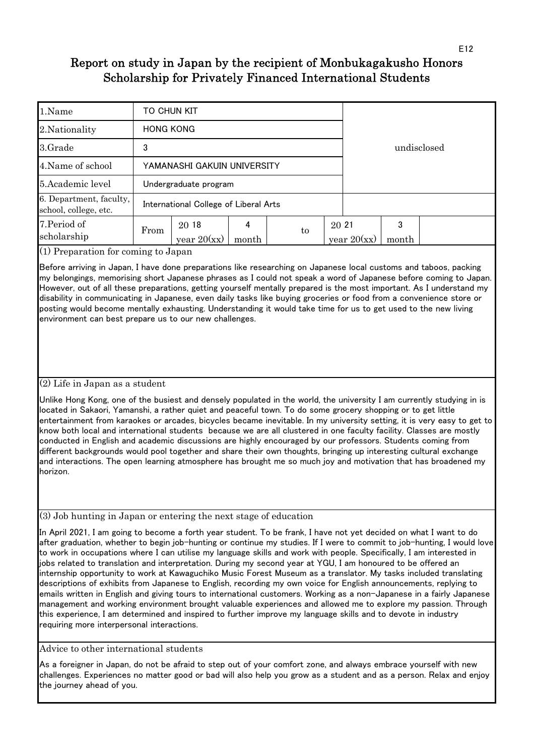E12

# Report on study in Japan by the recipient of Monbukagakusho Honors Scholarship for Privately Financed International Students

| | | | | | | | |
|---|---|---|---|---|---|---|---|
| 1.Name | TO CHUN KIT | | | | undisclosed | | |
| 2.Nationality | HONG KONG | | | | | | |
| 3.Grade | 3 | | | | | | |
| 4.Name of school | YAMANASHI GAKUIN UNIVERSITY | | | | | | |
| 5.Academic level | Undergraduate program | | | | | | |
| 6. Department, faculty, school, college, etc. | International College of Liberal Arts | | | | | | |
| 7.Period of scholarship | From | 20 18 year 20(xx) | 4 month | to | 20 21 year 20(xx) | 3 month | |

## (1) Preparation for coming to Japan

Before arriving in Japan, I have done preparations like researching on Japanese local customs and taboos, packing my belongings, memorising short Japanese phrases as I could not speak a word of Japanese before coming to Japan. However, out of all these preparations, getting yourself mentally prepared is the most important. As I understand my disability in communicating in Japanese, even daily tasks like buying groceries or food from a convenience store or posting would become mentally exhausting. Understanding it would take time for us to get used to the new living environment can best prepare us to our new challenges.

## (2) Life in Japan as a student

Unlike Hong Kong, one of the busiest and densely populated in the world, the university I am currently studying in is located in Sakaori, Yamanshi, a rather quiet and peaceful town. To do some grocery shopping or to get little entertainment from karaokes or arcades, bicycles became inevitable. In my university setting, it is very easy to get to know both local and international students because we are all clustered in one faculty facility. Classes are mostly conducted in English and academic discussions are highly encouraged by our professors. Students coming from different backgrounds would pool together and share their own thoughts, bringing up interesting cultural exchange and interactions. The open learning atmosphere has brought me so much joy and motivation that has broadened my horizon.

## (3) Job hunting in Japan or entering the next stage of education

In April 2021, I am going to become a forth year student. To be frank, I have not yet decided on what I want to do after graduation, whether to begin job-hunting or continue my studies. If I were to commit to job-hunting, I would love to work in occupations where I can utilise my language skills and work with people. Specifically, I am interested in jobs related to translation and interpretation. During my second year at YGU, I am honoured to be offered an internship opportunity to work at Kawaguchiko Music Forest Museum as a translator. My tasks included translating descriptions of exhibits from Japanese to English, recording my own voice for English announcements, replying to emails written in English and giving tours to international customers. Working as a non-Japanese in a fairly Japanese management and working environment brought valuable experiences and allowed me to explore my passion. Through this experience, I am determined and inspired to further improve my language skills and to devote in industry requiring more interpersonal interactions.

## Advice to other international students

As a foreigner in Japan, do not be afraid to step out of your comfort zone, and always embrace yourself with new challenges. Experiences no matter good or bad will also help you grow as a student and as a person. Relax and enjoy the journey ahead of you.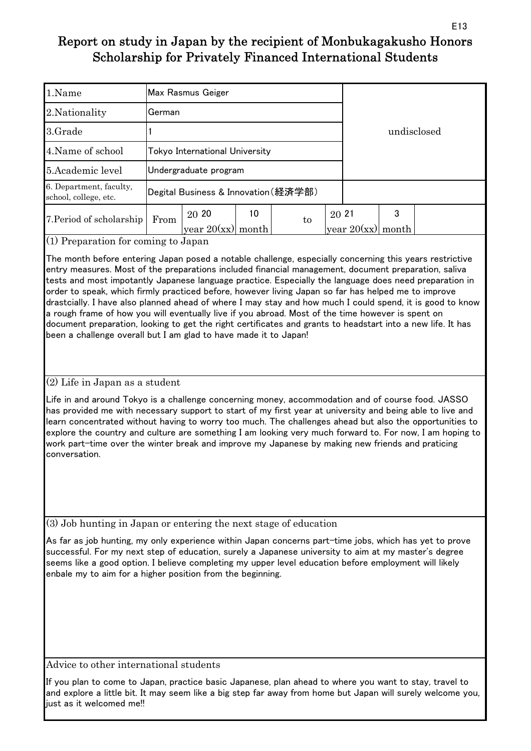# Report on study in Japan by the recipient of Monbukagakusho Honors Scholarship for Privately Financed International Students

E13

| | | | | | | | |
|---|---|---|---|---|---|---|---|
| 1.Name | Max Rasmus Geiger | | | | | | undisclosed |
| 2.Nationality | German | | | | | | |
| 3.Grade | 1 | | | | | | |
| 4.Name of school | Tokyo International University | | | | | | |
| 5.Academic level | Undergraduate program | | | | | | |
| 6. Department, faculty, school, college, etc. | Degital Business & Innovation(経済学部) | | | | | | |
| 7.Period of scholarship | From | 20 20 year 20(xx) | 10 month | to | 20 21 year 20(xx) | 3 month | |

(1) Preparation for coming to Japan

The month before entering Japan posed a notable challenge, especially concerning this years restrictive entry measures. Most of the preparations included financial management, document preparation, saliva tests and most impotantly Japanese language practice. Especially the language does need preparation in order to speak, which firmly practiced before, however living Japan so far has helped me to improve drastcially. I have also planned ahead of where I may stay and how much I could spend, it is good to know a rough frame of how you will eventually live if you abroad. Most of the time however is spent on document preparation, looking to get the right certificates and grants to headstart into a new life. It has been a challenge overall but I am glad to have made it to Japan!

(2) Life in Japan as a student

Life in and around Tokyo is a challenge concerning money, accommodation and of course food. JASSO has provided me with necessary support to start of my first year at university and being able to live and learn concentrated without having to worry too much. The challenges ahead but also the opportunities to explore the country and culture are something I am looking very much forward to. For now, I am hoping to work part-time over the winter break and improve my Japanese by making new friends and praticing conversation.

(3) Job hunting in Japan or entering the next stage of education

As far as job hunting, my only experience within Japan concerns part-time jobs, which has yet to prove successful. For my next step of education, surely a Japanese university to aim at my master's degree seems like a good option. I believe completing my upper level education before employment will likely enbale my to aim for a higher position from the beginning.

Advice to other international students

If you plan to come to Japan, practice basic Japanese, plan ahead to where you want to stay, travel to and explore a little bit. It may seem like a big step far away from home but Japan will surely welcome you, just as it welcomed me!!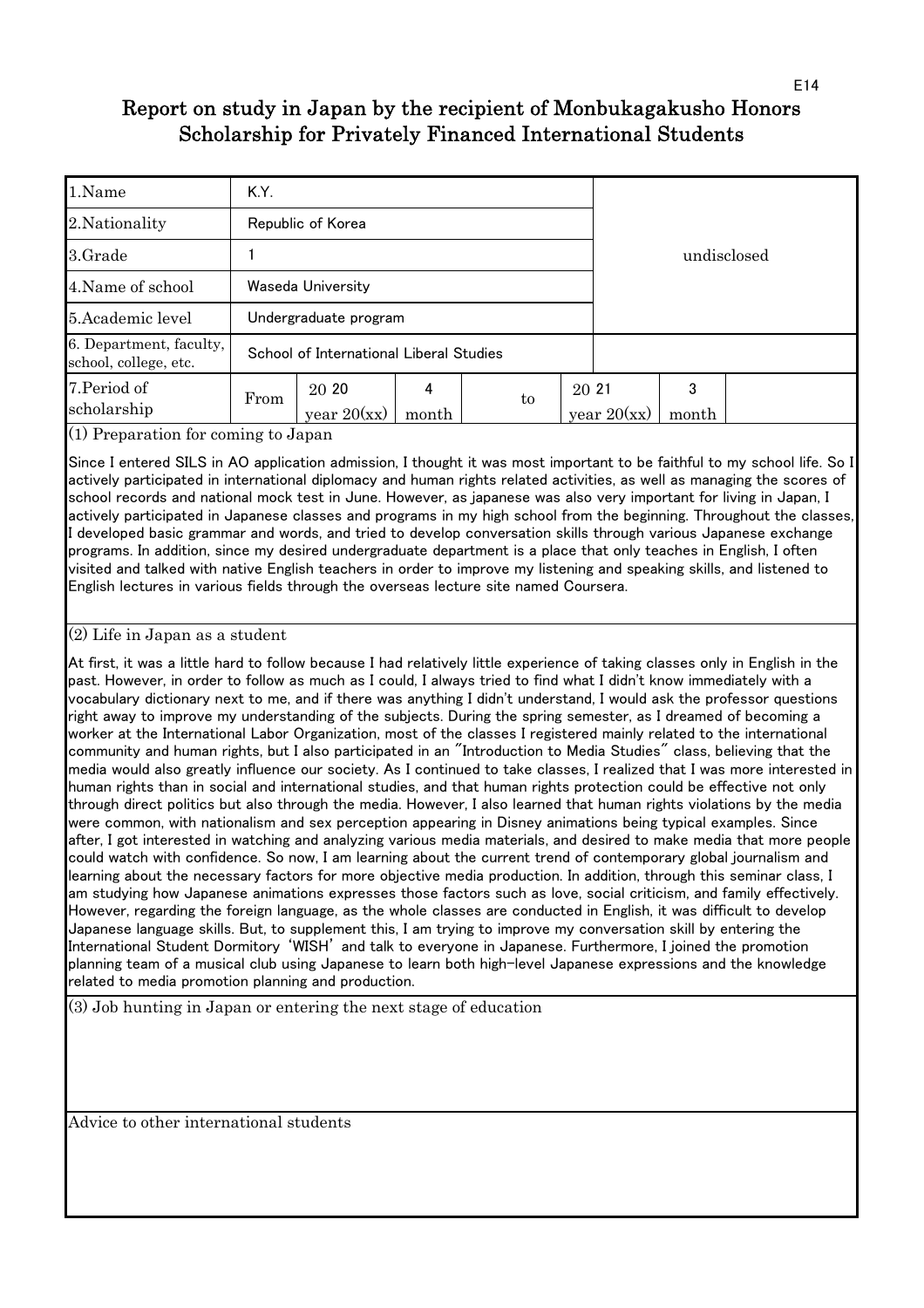# Report on study in Japan by the recipient of Monbukagakusho Honors Scholarship for Privately Financed International Students

| 1.Name | K.Y. | | | | | | |
|---|---|---|---|---|---|---|---|
| 2.Nationality | Republic of Korea | | | | | undisclosed | |
| 3.Grade | 1 | | | | | | |
| 4.Name of school | Waseda University | | | | | | |
| 5.Academic level | Undergraduate program | | | | | | |
| 6. Department, faculty, school, college, etc. | School of International Liberal Studies | | | | | | |
| 7.Period of scholarship | From | 20 20 year 20(xx) | 4 month | to | 20 21 year 20(xx) | 3 month | |

(1) Preparation for coming to Japan

Since I entered SILS in AO application admission, I thought it was most important to be faithful to my school life. So I actively participated in international diplomacy and human rights related activities, as well as managing the scores of school records and national mock test in June. However, as japanese was also very important for living in Japan, I actively participated in Japanese classes and programs in my high school from the beginning. Throughout the classes, I developed basic grammar and words, and tried to develop conversation skills through various Japanese exchange programs. In addition, since my desired undergraduate department is a place that only teaches in English, I often visited and talked with native English teachers in order to improve my listening and speaking skills, and listened to English lectures in various fields through the overseas lecture site named Coursera.

(2) Life in Japan as a student

At first, it was a little hard to follow because I had relatively little experience of taking classes only in English in the past. However, in order to follow as much as I could, I always tried to find what I didn't know immediately with a vocabulary dictionary next to me, and if there was anything I didn't understand, I would ask the professor questions right away to improve my understanding of the subjects. During the spring semester, as I dreamed of becoming a worker at the International Labor Organization, most of the classes I registered mainly related to the international community and human rights, but I also participated in an "Introduction to Media Studies" class, believing that the media would also greatly influence our society. As I continued to take classes, I realized that I was more interested in human rights than in social and international studies, and that human rights protection could be effective not only through direct politics but also through the media. However, I also learned that human rights violations by the media were common, with nationalism and sex perception appearing in Disney animations being typical examples. Since after, I got interested in watching and analyzing various media materials, and desired to make media that more people could watch with confidence. So now, I am learning about the current trend of contemporary global journalism and learning about the necessary factors for more objective media production. In addition, through this seminar class, I am studying how Japanese animations expresses those factors such as love, social criticism, and family effectively. However, regarding the foreign language, as the whole classes are conducted in English, it was difficult to develop Japanese language skills. But, to supplement this, I am trying to improve my conversation skill by entering the International Student Dormitory 'WISH' and talk to everyone in Japanese. Furthermore, I joined the promotion planning team of a musical club using Japanese to learn both high-level Japanese expressions and the knowledge related to media promotion planning and production.

(3) Job hunting in Japan or entering the next stage of education

Advice to other international students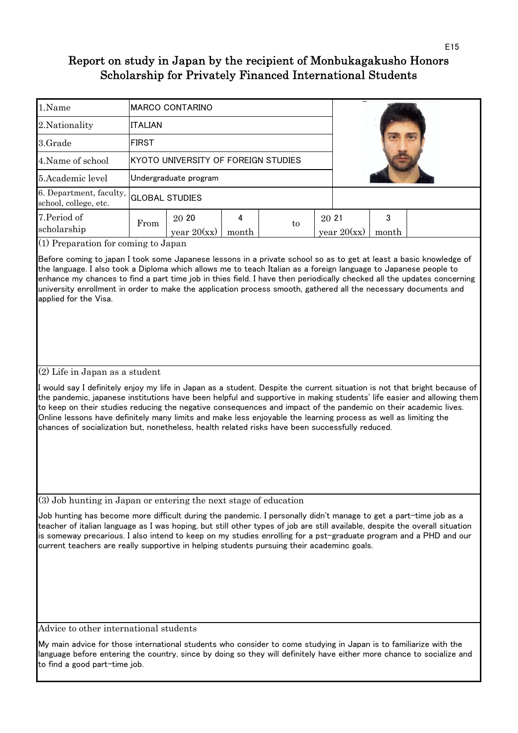E15

# Report on study in Japan by the recipient of Monbukagakusho Honors Scholarship for Privately Financed International Students

| | | | | | | | |
|---|---|---|---|---|---|---|---|
| 1.Name | MARCO CONTARINO | | | | | | |
| 2.Nationality | ITALIAN | | | | | | |
| 3.Grade | FIRST | | | | | | |
| 4.Name of school | KYOTO UNIVERSITY OF FOREIGN STUDIES | | | | | | |
| 5.Academic level | Undergraduate program | | | | | | |
| 6. Department, faculty, school, college, etc. | GLOBAL STUDIES | | | | | | |
| 7.Period of scholarship | From | 20 20 year 20(xx) | 4 month | to | 20 21 year 20(xx) | 3 month | |

## (1) Preparation for coming to Japan

Before coming to japan I took some Japanese lessons in a private school so as to get at least a basic knowledge of the language. I also took a Diploma which allows me to teach Italian as a foreign language to Japanese people to enhance my chances to find a part time job in thies field. I have then periodically checked all the updates concerning university enrollment in order to make the application process smooth, gathered all the necessary documents and applied for the Visa.

## (2) Life in Japan as a student

I would say I definitely enjoy my life in Japan as a student. Despite the current situation is not that bright because of the pandemic, japanese institutions have been helpful and supportive in making students' life easier and allowing them to keep on their studies reducing the negative consequences and impact of the pandemic on their academic lives. Online lessons have definitely many limits and make less enjoyable the learning process as well as limiting the chances of socialization but, nonetheless, health related risks have been successfully reduced.

## (3) Job hunting in Japan or entering the next stage of education

Job hunting has become more difficult during the pandemic. I personally didn't manage to get a part-time job as a teacher of italian language as I was hoping, but still other types of job are still available, despite the overall situation is someway precarious. I also intend to keep on my studies enrolling for a pst-graduate program and a PHD and our current teachers are really supportive in helping students pursuing their academinc goals.

## Advice to other international students

My main advice for those international students who consider to come studying in Japan is to familiarize with the language before entering the country, since by doing so they will definitely have either more chance to socialize and to find a good part-time job.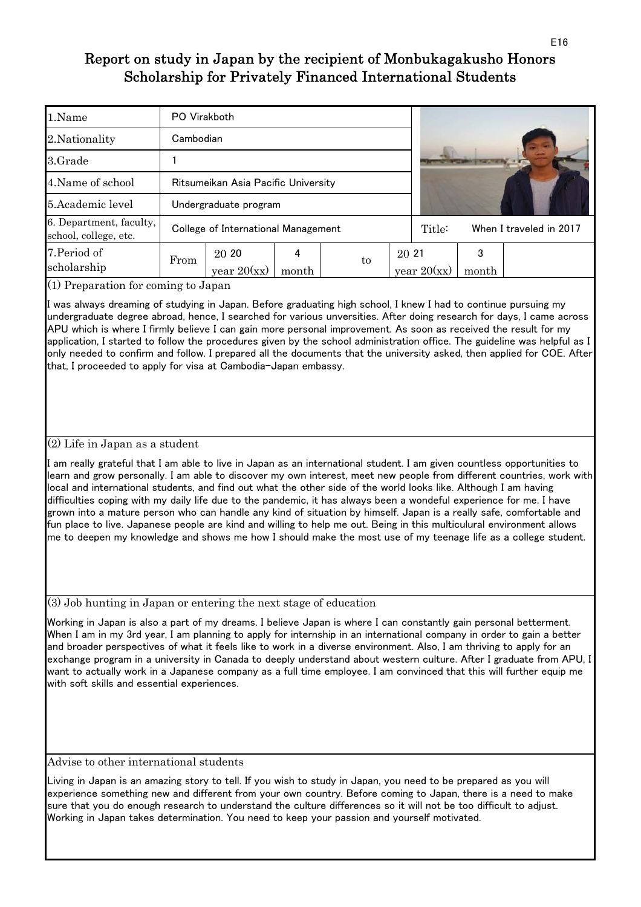# Report on study in Japan by the recipient of Monbukagakusho Honors Scholarship for Privately Financed International Students

| | | | | | | | |
|---|---|---|---|---|---|---|---|
| 1.Name | PO Virakboth | | | | | | |
| 2.Nationality | Cambodian | | | | | | |
| 3.Grade | 1 | | | | | | |
| 4.Name of school | Ritsumeikan Asia Pacific University | | | | | | |
| 5.Academic level | Undergraduate program | | | | | | |
| 6. Department, faculty, school, college, etc. | College of International Management | | | | Title: When I traveled in 2017 | | |
| 7.Period of scholarship | From | 20 20 year 20(xx) | 4 month | to | 20 21 year 20(xx) | 3 month | |

(1) Preparation for coming to Japan

I was always dreaming of studying in Japan. Before graduating high school, I knew I had to continue pursuing my undergraduate degree abroad, hence, I searched for various unversities. After doing research for days, I came across APU which is where I firmly believe I can gain more personal improvement. As soon as received the result for my application, I started to follow the procedures given by the school administration office. The guideline was helpful as I only needed to confirm and follow. I prepared all the documents that the university asked, then applied for COE. After that, I proceeded to apply for visa at Cambodia-Japan embassy.

(2) Life in Japan as a student

I am really grateful that I am able to live in Japan as an international student. I am given countless opportunities to learn and grow personally. I am able to discover my own interest, meet new people from different countries, work with local and international students, and find out what the other side of the world looks like. Although I am having difficulties coping with my daily life due to the pandemic, it has always been a wondeful experience for me. I have grown into a mature person who can handle any kind of situation by himself. Japan is a really safe, comfortable and fun place to live. Japanese people are kind and willing to help me out. Being in this multiculural environment allows me to deepen my knowledge and shows me how I should make the most use of my teenage life as a college student.

(3) Job hunting in Japan or entering the next stage of education

Working in Japan is also a part of my dreams. I believe Japan is where I can constantly gain personal betterment. When I am in my 3rd year, I am planning to apply for internship in an international company in order to gain a better and broader perspectives of what it feels like to work in a diverse environment. Also, I am thriving to apply for an exchange program in a university in Canada to deeply understand about western culture. After I graduate from APU, I want to actually work in a Japanese company as a full time employee. I am convinced that this will further equip me with soft skills and essential experiences.

Advise to other international students

Living in Japan is an amazing story to tell. If you wish to study in Japan, you need to be prepared as you will experience something new and different from your own country. Before coming to Japan, there is a need to make sure that you do enough research to understand the culture differences so it will not be too difficult to adjust. Working in Japan takes determination. You need to keep your passion and yourself motivated.